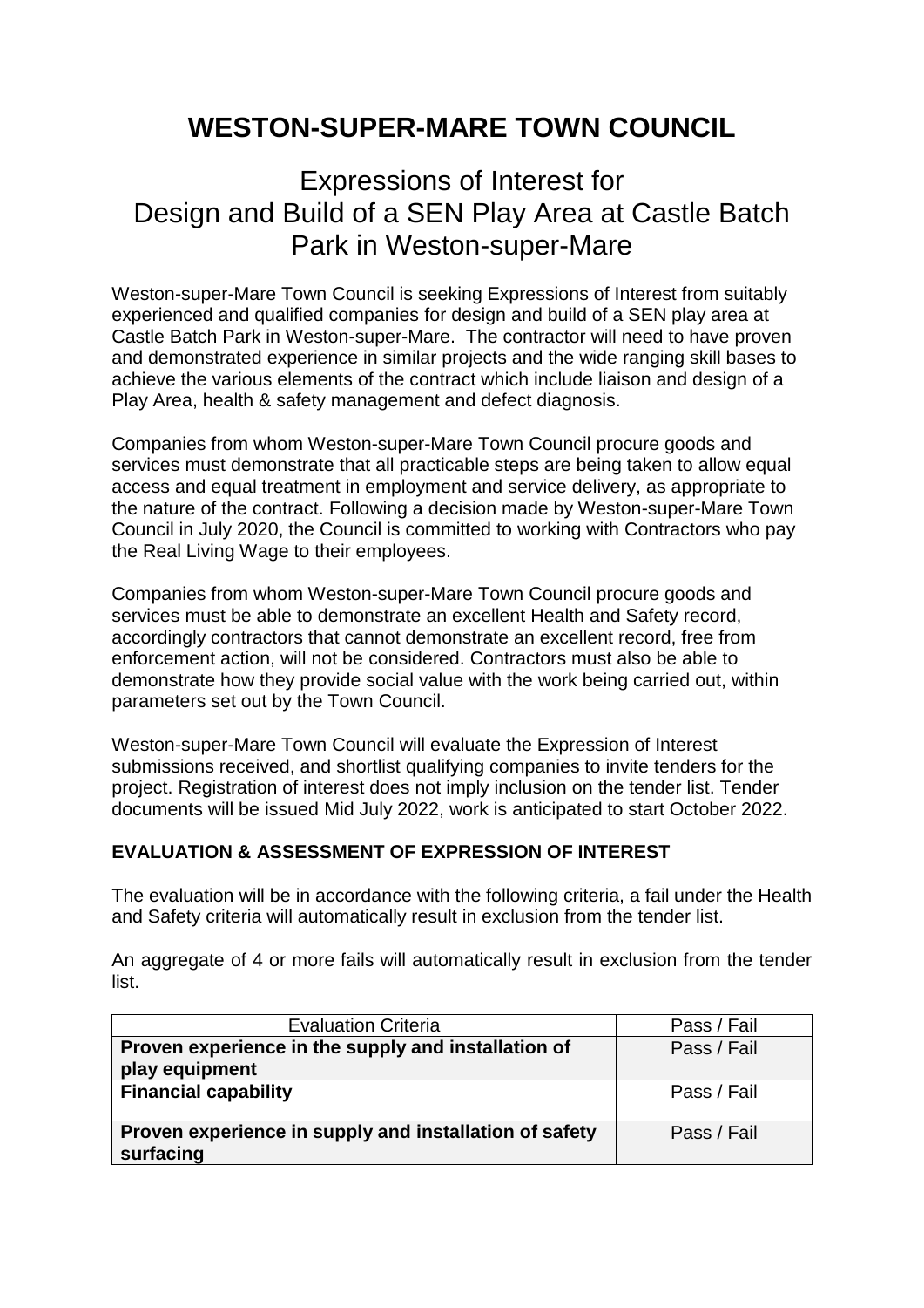# WESTON-SUPER-MARE TOWN COUNCIL

## Expressions of Interest for Design and Build of a SEN Play Area at Castle Batch Park in Weston-super-Mare

Weston-super-Mare Town Council is seeking Expressions of Interest from suitably experienced and qualified companies for design and build of a SEN play area at Castle Batch Park in Weston-super-Mare. The contractor will need to have proven and demonstrated experience in similar projects and the wide ranging skill bases to achieve the various elements of the contract which include liaison and design of a Play Area, health & safety management and defect diagnosis.

Companies from whom Weston-super-Mare Town Council procure goods and services must demonstrate that all practicable steps are being taken to allow equal access and equal treatment in employment and service delivery, as appropriate to the nature of the contract. Following a decision made by Weston-super-Mare Town Council in July 2020, the Council is committed to working with Contractors who pay the Real Living Wage to their employees.

Companies from whom Weston-super-Mare Town Council procure goods and services must be able to demonstrate an excellent Health and Safety record, accordingly contractors that cannot demonstrate an excellent record, free from enforcement action, will not be considered. Contractors must also be able to demonstrate how they provide social value with the work being carried out, within parameters set out by the Town Council.

Weston-super-Mare Town Council will evaluate the Expression of Interest submissions received, and shortlist qualifying companies to invite tenders for the project. Registration of interest does not imply inclusion on the tender list. Tender documents will be issued Mid July 2022, work is anticipated to start October 2022.

### EVALUATION & ASSESSMENT OF EXPRESSION OF INTEREST

The evaluation will be in accordance with the following criteria, a fail under the Health and Safety criteria will automatically result in exclusion from the tender list.

An aggregate of 4 or more fails will automatically result in exclusion from the tender list.

| Evaluation Criteria | Pass / Fail |
|---|---|
| **Proven experience in the supply and installation of play equipment** | Pass / Fail |
| **Financial capability** | Pass / Fail |
| **Proven experience in supply and installation of safety surfacing** | Pass / Fail |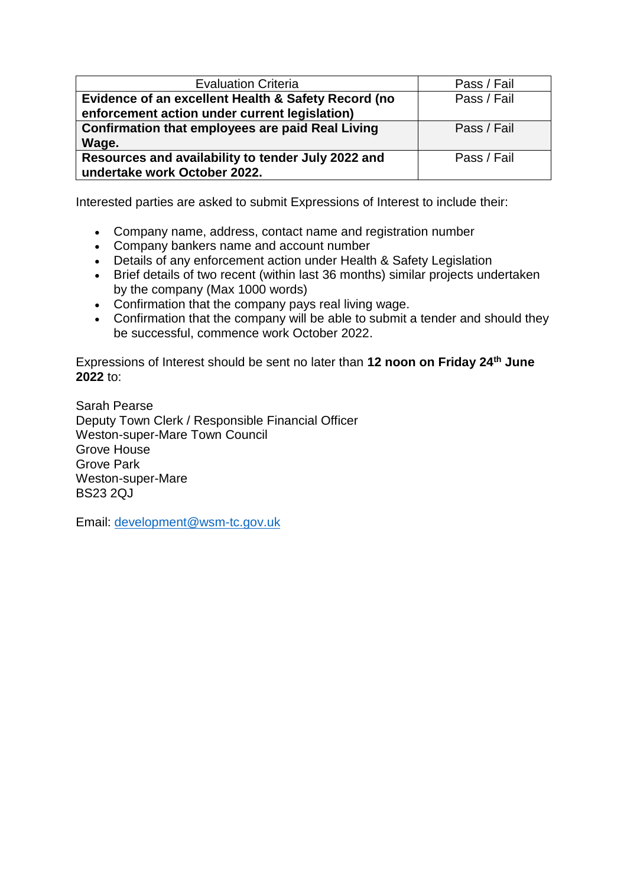| Evaluation Criteria | Pass / Fail |
| --- | --- |
| **Evidence of an excellent Health & Safety Record (no enforcement action under current legislation)** | Pass / Fail |
| **Confirmation that employees are paid Real Living Wage.** | Pass / Fail |
| **Resources and availability to tender July 2022 and undertake work October 2022.** | Pass / Fail |

Interested parties are asked to submit Expressions of Interest to include their:

- Company name, address, contact name and registration number
- Company bankers name and account number
- Details of any enforcement action under Health & Safety Legislation
- Brief details of two recent (within last 36 months) similar projects undertaken by the company (Max 1000 words)
- Confirmation that the company pays real living wage.
- Confirmation that the company will be able to submit a tender and should they be successful, commence work October 2022.

Expressions of Interest should be sent no later than **12 noon on Friday 24th June 2022** to:

Sarah Pearse
Deputy Town Clerk / Responsible Financial Officer
Weston-super-Mare Town Council
Grove House
Grove Park
Weston-super-Mare
BS23 2QJ

Email: development@wsm-tc.gov.uk